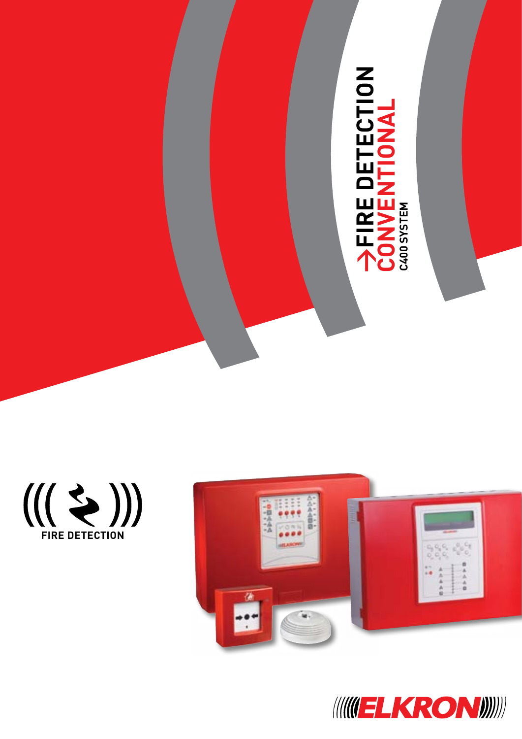# FIRE DETECTION
## CONVENTIONAL
### C400 SYSTEM

FIRE DETECTION

ELKRON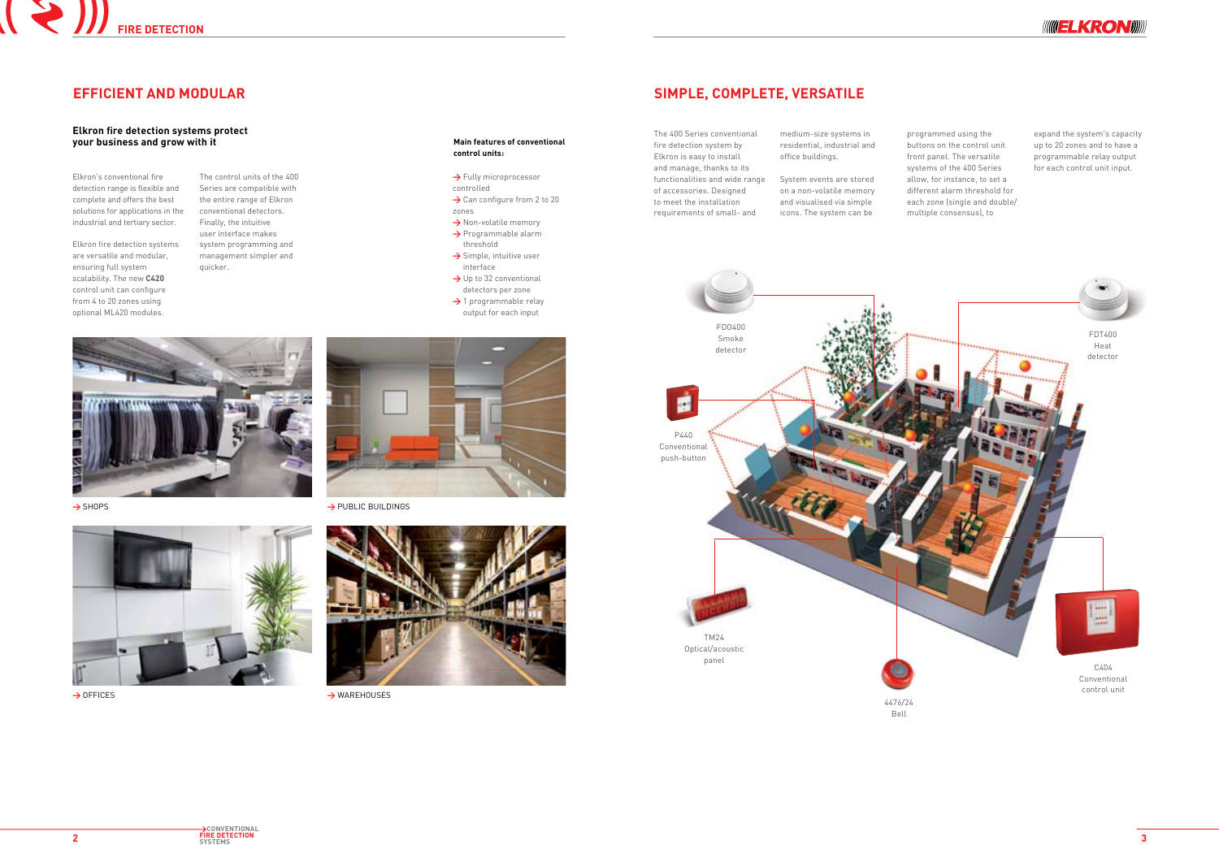## EFFICIENT AND MODULAR

### Elkron fire detection systems protect your business and grow with it

Elkron's conventional fire detection range is flexible and complete and offers the best solutions for applications in the industrial and tertiary sector.

Elkron fire detection systems are versatile and modular, ensuring full system scalability. The new **C420** control unit can configure from 4 to 20 zones using optional ML420 modules.

The control units of the 400 Series are compatible with the entire range of Elkron conventional detectors. Finally, the intuitive user interface makes system programming and management simpler and quicker.

**Main features of conventional control units:**

- Fully microprocessor controlled
- Can configure from 2 to 20 zones
- Non-volatile memory
- Programmable alarm threshold
- Simple, intuitive user interface
- Up to 32 conventional detectors per zone
- 1 programmable relay output for each input

SHOPS

PUBLIC BUILDINGS

OFFICES

WAREHOUSES

## SIMPLE, COMPLETE, VERSATILE

The 400 Series conventional fire detection system by Elkron is easy to install and manage, thanks to its functionalities and wide range of accessories. Designed to meet the installation requirements of small- and medium-size systems in residential, industrial and office buildings.

System events are stored on a non-volatile memory and visualised via simple icons. The system can be programmed using the buttons on the control unit front panel. The versatile systems of the 400 Series allow, for instance, to set a different alarm threshold for each zone (single and double/multiple consensus), to expand the system's capacity up to 20 zones and to have a programmable relay output for each control unit input.

FDO400 Smoke detector

FDT400 Heat detector

P440 Conventional push-button

TM24 Optical/acoustic panel

4476/24 Bell

C404 Conventional control unit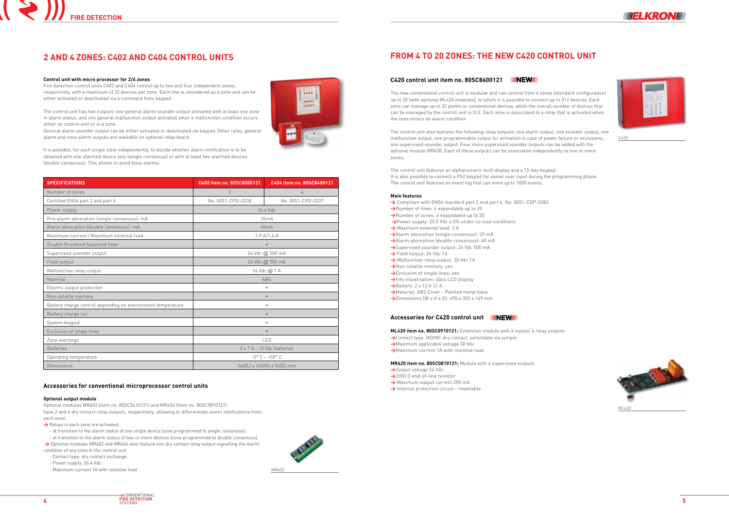## 2 AND 4 ZONES: C402 AND C404 CONTROL UNITS

**Control unit with micro processor for 2/4 zones**

Fire detection control units C402 and C404 control up to two and four independent zones, respectively, with a maximum of 32 devices per zone. Each line is considered as a zone and can be either activated or deactivated via a command from keypad.

The control unit has two outputs: one general alarm sounder output activated with at least one zone in alarm status, and one general malfunction output activated when a malfunction condition occurs either on control unit or in a zone.

General alarm sounder output can be either activated or deactivated via keypad. Other relay, general alarm and zone alarm outputs are available on optional relay board.

It is possible, for each single zone independently, to decide whether alarm notification is to be obtained with one alarmed device only (single consensus) or with at least two alarmed devices (double consensus). This allows to avoid false alarms.

| SPECIFICATIONS | C402 item no. 80SC8000121 | C404 item no. 80SC8400121 |
|---|---|---|
| Number of zones | 2 | 4 |
| Certified EN54 part 2 and part 4 | No. 0051-CPD-0338 | No. 0051-CPD-0337 |
| Power supply | 26.4 Vdc | |
| Pre-alarm absorption (single consensus): mA | 20mA | |
| Alarm absorption (double consensus): mA | 40mA | |
| Maximum current / Maximum external load | 1.9 A/1.6 A | |
| Double threshold balanced lines | • | |
| Supervised sounder output | 24 Vdc @ 500 mA | |
| Field output | 24 Vdc @ 500 mA | |
| Malfunction relay output | 24 Vdc @ 1 A | |
| Material | ABS | |
| Electric output protection | • | |
| Non-volatile memory | • | |
| Battery charge control depending on environment temperature | • | |
| Battery charge cut | • | |
| System keypad | • | |
| Exclusion of single lines | • | |
| Zone warnings | LED | |
| Batteries | 2 x 7 A - 12 Vdc batteries | |
| Operating temperature | -5° C ÷ +50° C | |
| Dimensions | 340(L) x 240(H) x 96(D) mm | |

### Accessories for conventional microprocessor control units

**Optional output module**

Optional modules MR402 (item no. 80SC5410121) and MR404 (item no. 80SC9810121) have 2 and 4 dry contact relay outputs, respectively, allowing to differentiate alarm notifications from each zone.

→ Relays in each zone are activated:
- at transition to the alarm status of one single device (zone programmed to single consensus);
- at transition to the alarm status of two or more devices (zone programmed to double consensus).

→ Optional modules MR402 and MR404 also feature one dry contact relay output signalling the alarm condition of any zone in the control unit.
- Contact type: dry contact exchange.
- Power supply: 26.4 Vdc.
- Maximum current 1A with resistive load

MR402

## FROM 4 TO 20 ZONES: THE NEW C420 CONTROL UNIT

### C420 control unit item no. 80SC8600121 NEW

The new conventional control unit is modular and can control from 4 zones (standard configuration) up to 20 (with optional ML420 modules), to which it is possible to connect up to 512 devices. Each zone can manage up to 32 points or conventional devices, while the overall number of devices that can be managed by the control unit is 512. Each zone is associated to a relay that is activated when the zone enters an alarm condition.

The control unit also features the following relay outputs: one alarm output, one sounder output, one malfunction output, one programmable output for activation in case of power failure or exclusions, one supervised sounder output. Four more supervised sounder outputs can be added with the optional module MR420. Each of these outputs can be associated independently to one or more zones.

The control unit features an alphanumeric 4x40 display and a 12-key keypad.
It is also possible to connect a PS2 keypad for easier user input during the programming phase.
The control unit features an event log that can store up to 1000 events.

C420

**Main features**

- → Compliant with EN54 standard part 2 and part 4. No. 0051-CDP-0382
- → Number of lines: 4 expandable up to 20
- → Number of zones: 4 expandable up to 20
- → Power supply: 25.5 Vdc ± 5% under no load conditions
- → Maximum external load: 3 A
- → Alarm absorption (single consensus): 20 mA
- → Alarm absorption (double consensus): 40 mA
- → Supervised sounder output: 24 Vdc 500 mA
- → Field output: 24 Vdc 1A
- → Malfunction relay output: 30 Vdc 1A
- → Non-volatile memory: yes
- → Exclusion of single lines: yes
- → Info visualisation: 40x4 LCD display
- → Battery: 2 x 12 V 12 A
- → Material: ABS Cover - Painted metal base
- → Dimensions (W x H x D): 490 x 350 x 149 mm

### Accessories for C420 control unit NEW

**ML420 item no. 80SC0910121:** Extension module with 4 inputs/ 4 relay outputs
- → Contact type: NO/NC dry contact, selectable via jumper
- → Maximum applicable voltage 30 Vdc
- → Maximum current 1A with resistive load

**MR420 item no. 80SC0810121:** Module with 4 supervised outputs
- → Output voltage 24 Vdc
- → 3300 Ω end-of-line resistor
- → Maximum output current 250 mA
- → Internal protection circuit - resettable

ML420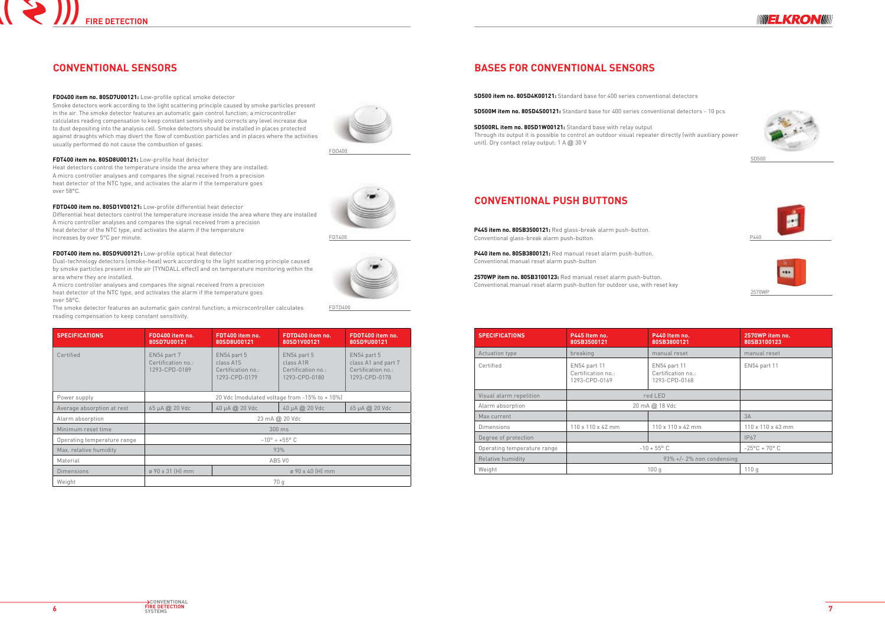## CONVENTIONAL SENSORS

**FDO400 item no. 80SD7U00121:** Low-profile optical smoke detector
Smoke detectors work according to the light scattering principle caused by smoke particles present in the air. The smoke detector features an automatic gain control function; a microcontroller calculates reading compensation to keep constant sensitivity and corrects any level increase due to dust depositing into the analysis cell. Smoke detectors should be installed in places protected against draughts which may divert the flow of combustion particles and in places where the activities usually performed do not cause the combustion of gases.

FDO400

**FDT400 item no. 80SD8U00121:** Low-profile heat detector
Heat detectors control the temperature inside the area where they are installed.
A micro controller analyses and compares the signal received from a precision heat detector of the NTC type, and activates the alarm if the temperature goes over 58°C.

FDT400

**FDTD400 item no. 80SD1V00121:** Low-profile differential heat detector
Differential heat detectors control the temperature increase inside the area where they are installed
A micro controller analyses and compares the signal received from a precision heat detector of the NTC type, and activates the alarm if the temperature increases by over 5°C per minute.

FDTD400

**FDOT400 item no. 80SD9U00121:** Low-profile optical heat detector
Dual-technology detectors (smoke-heat) work according to the light scattering principle caused by smoke particles present in the air (TYNDALL effect) and on temperature monitoring within the area where they are installed.
A micro controller analyses and compares the signal received from a precision heat detector of the NTC type, and activates the alarm if the temperature goes over 58°C.
The smoke detector features an automatic gain control function; a microcontroller calculates reading compensation to keep constant sensitivity.

| SPECIFICATIONS | FDO400 item no. 80SD7U00121 | FDT400 item no. 80SD8U00121 | FDTD400 item no. 80SD1V00121 | FDOT400 item no. 80SD9U00121 |
|---|---|---|---|---|
| Certified | EN54 part 7 Certification no.: 1293-CPD-0189 | EN54 part 5 class A1S Certification no.: 1293-CPD-0179 | EN54 part 5 class A1R Certification no.: 1293-CPD-0180 | EN54 part 5 class A1 and part 7 Certification no.: 1293-CPD-0178 |
| Power supply | 20 Vdc (modulated voltage from -15% to + 10%) | | | |
| Average absorption at rest | 65 µA @ 20 Vdc | 40 µA @ 20 Vdc | 40 µA @ 20 Vdc | 65 µA @ 20 Vdc |
| Alarm absorption | 23 mA @ 20 Vdc | | | |
| Minimum reset time | 300 ms | | | |
| Operating temperature range | -10° ÷ +55° C | | | |
| Max. relative humidity | 93% | | | |
| Material | ABS V0 | | | |
| Dimensions | ø 90 x 31 (H) mm | ø 90 x 40 (H) mm | | |
| Weight | 70 g | | | |

## BASES FOR CONVENTIONAL SENSORS

**SD500 item no. 80SD4K00121:** Standard base for 400 series conventional detectors

**SD500M item no. 80SD4S00121:** Standard base for 400 series conventional detectors - 10 pcs

**SD500RL item no. 80SD1W00121:** Standard base with relay output
Through its output it is possible to control an outdoor visual repeater directly (with auxiliary power unit). Dry contact relay output: 1 A @ 30 V

SD500

## CONVENTIONAL PUSH BUTTONS

**P445 item no. 80SB3500121:** Red glass-break alarm push-button.
Conventional glass-break alarm push-button

P440

**P440 item no. 80SB3800121:** Red manual reset alarm push-button.
Conventional manual reset alarm push-button

**2570WP item no. 80SB3100123:** Red manual reset alarm push-button.
Conventional manual reset alarm push-button for outdoor use, with reset key

2570WP

| SPECIFICATIONS | P445 Item no. 80SB3500121 | P440 Item no. 80SB3800121 | 2570WP item no. 80SB3100123 |
|---|---|---|---|
| Actuation type | breaking | manual reset | manual reset |
| Certified | EN54 part 11 Certification no.: 1293-CPD-0169 | EN54 part 11 Certification no.: 1293-CPD-0168 | EN54 part 11 |
| Visual alarm repetition | red LED | | |
| Alarm absorption | 20 mA @ 18 Vdc | | |
| Max current | | | 3A |
| Dimensions | 110 x 110 x 42 mm | 110 x 110 x 42 mm | 110 x 110 x 43 mm |
| Degree of protection | | | IP67 |
| Operating temperature range | -10 + 55° C | | -25°C + 70° C |
| Relative humidity | 93% +/- 2% non condensing | | |
| Weight | 100 g | | 110 g |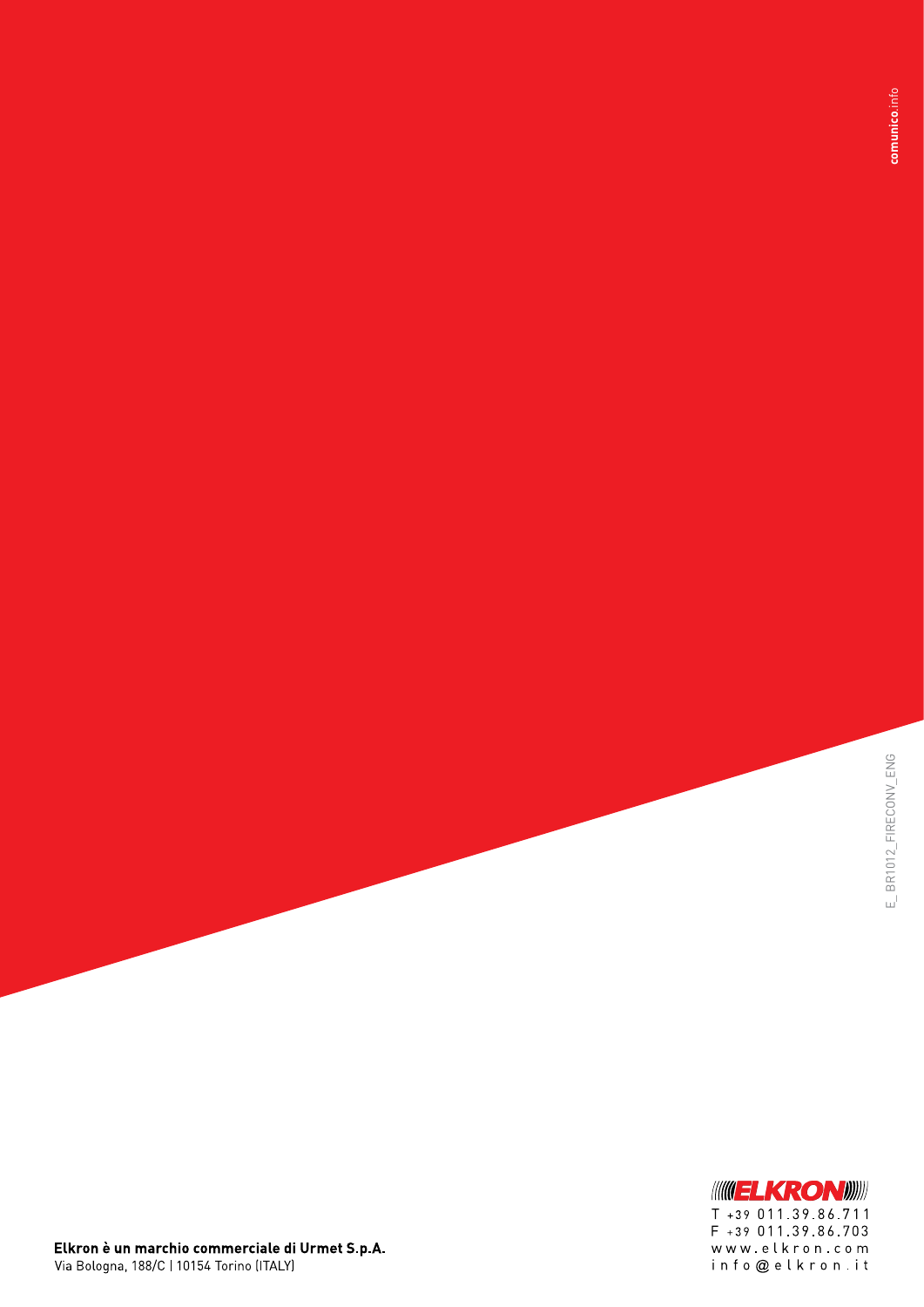comunico.info

E_ BR1012_FIRECONV_ENG

ELKRON

T +39 011.39.86.711
F +39 011.39.86.703
www.elkron.com
info@elkron.it

**Elkron è un marchio commerciale di Urmet S.p.A.**
Via Bologna, 188/C | 10154 Torino (ITALY)